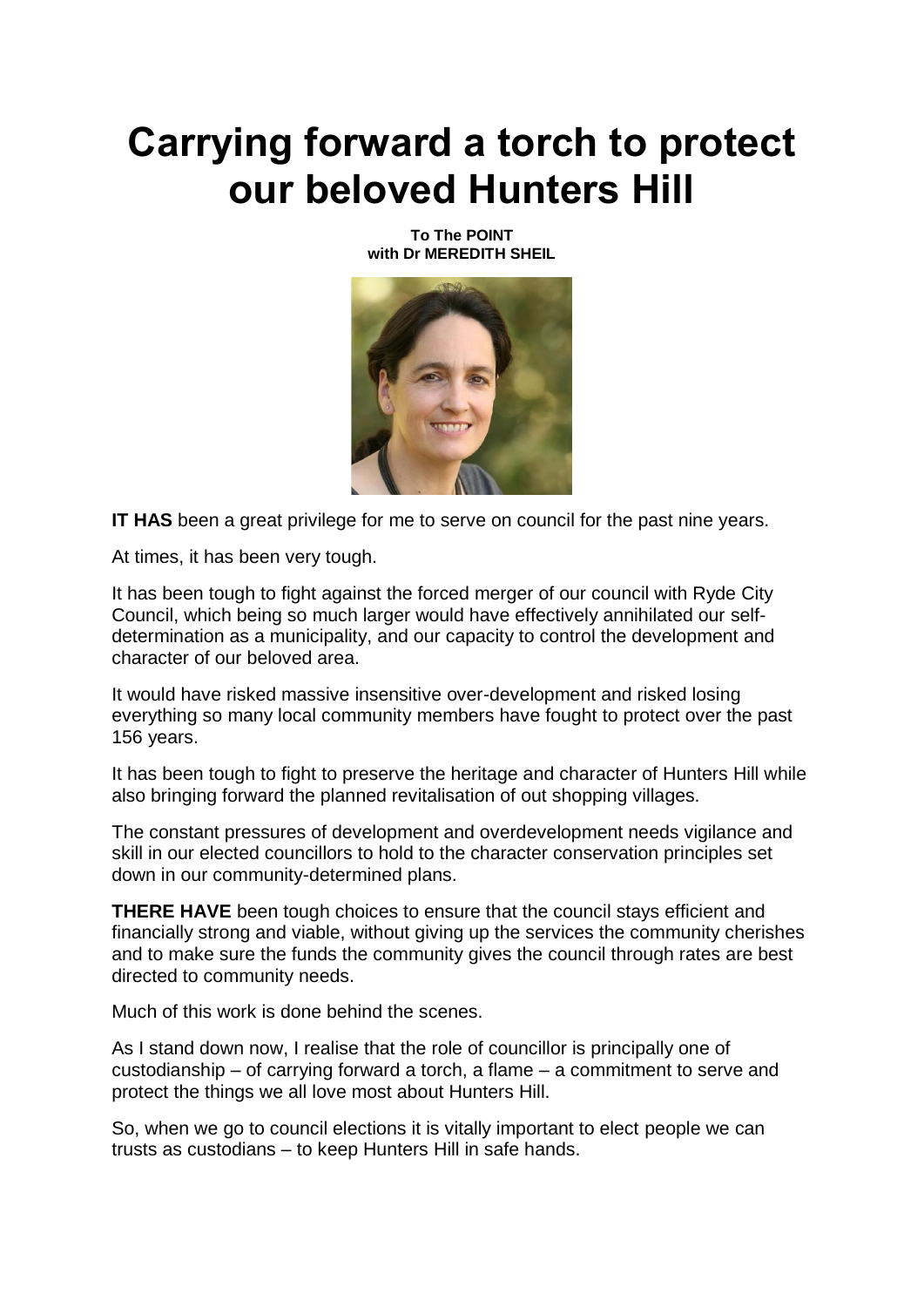# Carrying forward a torch to protect our beloved Hunters Hill

**To The POINT**
**with Dr MEREDITH SHEIL**

**IT HAS** been a great privilege for me to serve on council for the past nine years.

At times, it has been very tough.

It has been tough to fight against the forced merger of our council with Ryde City Council, which being so much larger would have effectively annihilated our self-determination as a municipality, and our capacity to control the development and character of our beloved area.

It would have risked massive insensitive over-development and risked losing everything so many local community members have fought to protect over the past 156 years.

It has been tough to fight to preserve the heritage and character of Hunters Hill while also bringing forward the planned revitalisation of out shopping villages.

The constant pressures of development and overdevelopment needs vigilance and skill in our elected councillors to hold to the character conservation principles set down in our community-determined plans.

**THERE HAVE** been tough choices to ensure that the council stays efficient and financially strong and viable, without giving up the services the community cherishes and to make sure the funds the community gives the council through rates are best directed to community needs.

Much of this work is done behind the scenes.

As I stand down now, I realise that the role of councillor is principally one of custodianship – of carrying forward a torch, a flame – a commitment to serve and protect the things we all love most about Hunters Hill.

So, when we go to council elections it is vitally important to elect people we can trusts as custodians – to keep Hunters Hill in safe hands.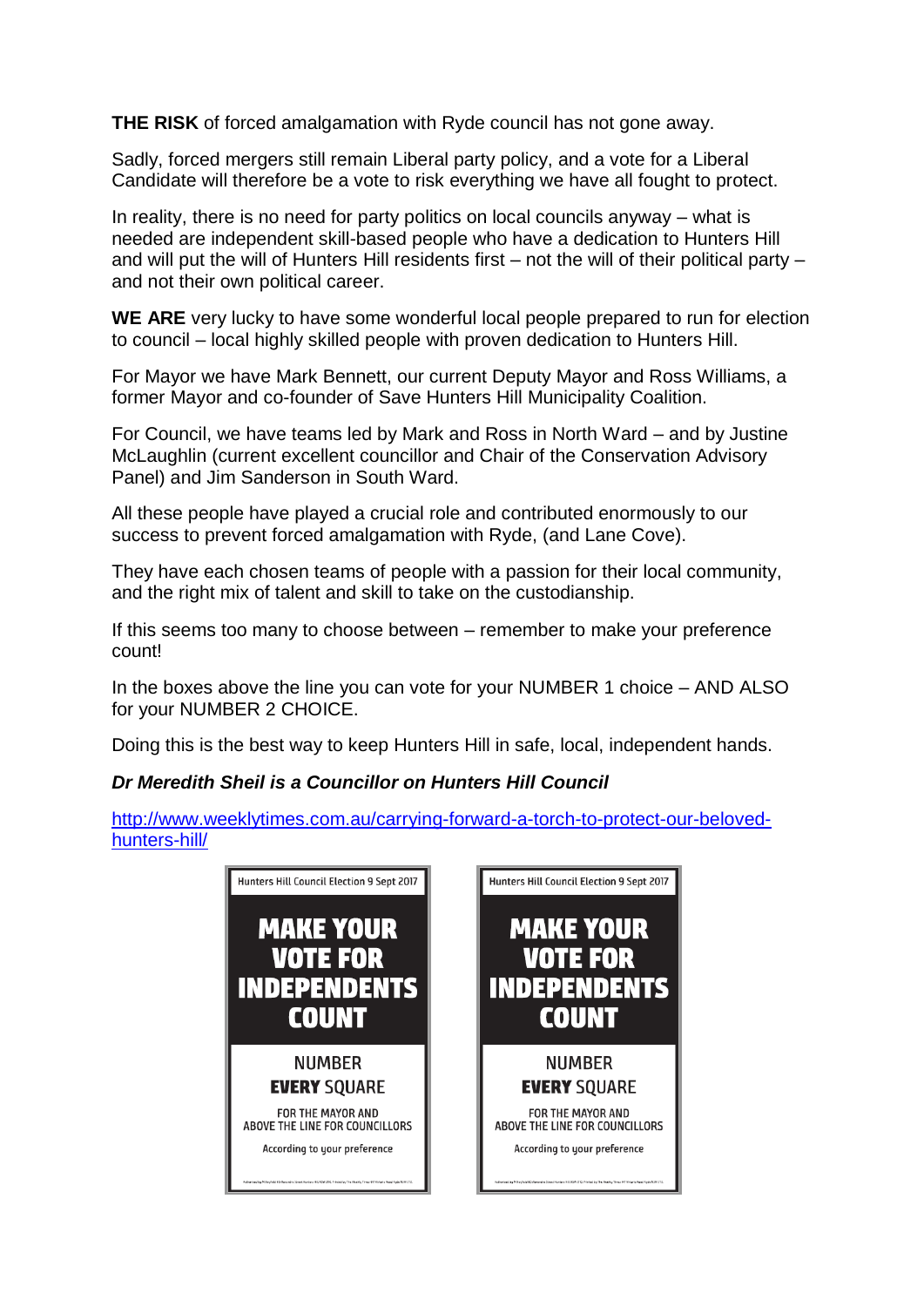**THE RISK** of forced amalgamation with Ryde council has not gone away.

Sadly, forced mergers still remain Liberal party policy, and a vote for a Liberal Candidate will therefore be a vote to risk everything we have all fought to protect.

In reality, there is no need for party politics on local councils anyway – what is needed are independent skill-based people who have a dedication to Hunters Hill and will put the will of Hunters Hill residents first – not the will of their political party – and not their own political career.

**WE ARE** very lucky to have some wonderful local people prepared to run for election to council – local highly skilled people with proven dedication to Hunters Hill.

For Mayor we have Mark Bennett, our current Deputy Mayor and Ross Williams, a former Mayor and co-founder of Save Hunters Hill Municipality Coalition.

For Council, we have teams led by Mark and Ross in North Ward – and by Justine McLaughlin (current excellent councillor and Chair of the Conservation Advisory Panel) and Jim Sanderson in South Ward.

All these people have played a crucial role and contributed enormously to our success to prevent forced amalgamation with Ryde, (and Lane Cove).

They have each chosen teams of people with a passion for their local community, and the right mix of talent and skill to take on the custodianship.

If this seems too many to choose between – remember to make your preference count!

In the boxes above the line you can vote for your NUMBER 1 choice – AND ALSO for your NUMBER 2 CHOICE.

Doing this is the best way to keep Hunters Hill in safe, local, independent hands.

***Dr Meredith Sheil is a Councillor on Hunters Hill Council***

[http://www.weeklytimes.com.au/carrying-forward-a-torch-to-protect-our-beloved-hunters-hill/](http://www.weeklytimes.com.au/carrying-forward-a-torch-to-protect-our-beloved-hunters-hill/)

Hunters Hill Council Election 9 Sept 2017

**MAKE YOUR VOTE FOR INDEPENDENTS COUNT**

NUMBER **EVERY** SQUARE

FOR THE MAYOR AND ABOVE THE LINE FOR COUNCILLORS

According to your preference

Hunters Hill Council Election 9 Sept 2017

**MAKE YOUR VOTE FOR INDEPENDENTS COUNT**

NUMBER **EVERY** SQUARE

FOR THE MAYOR AND ABOVE THE LINE FOR COUNCILLORS

According to your preference